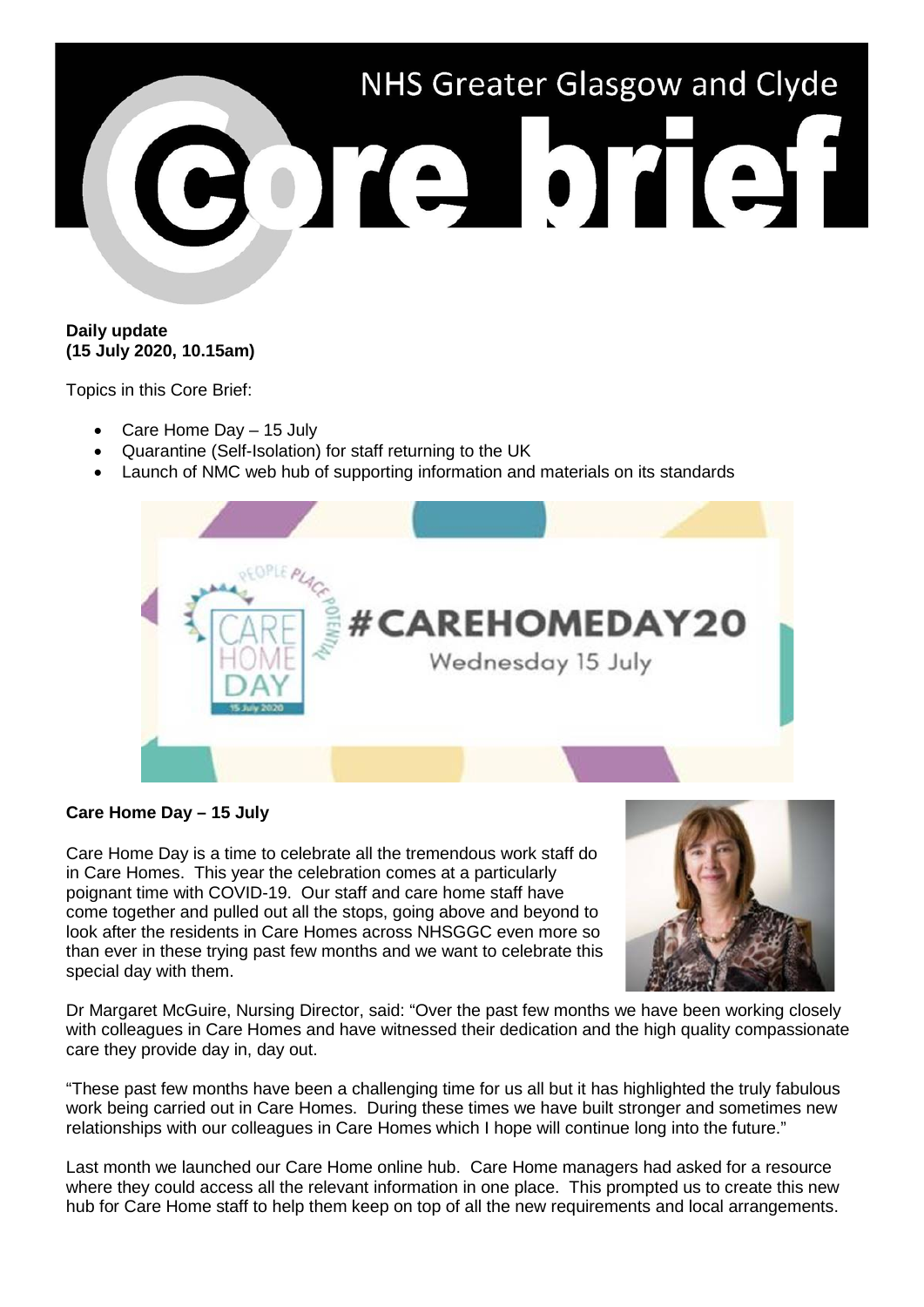# NHS Greater Glasgow and Clyde Core brief

**Daily update**
**(15 July 2020, 10.15am)**

Topics in this Core Brief:

- Care Home Day – 15 July
- Quarantine (Self-Isolation) for staff returning to the UK
- Launch of NMC web hub of supporting information and materials on its standards

#CAREHOMEDAY20
Wednesday 15 July

## Care Home Day – 15 July

Care Home Day is a time to celebrate all the tremendous work staff do in Care Homes. This year the celebration comes at a particularly poignant time with COVID-19. Our staff and care home staff have come together and pulled out all the stops, going above and beyond to look after the residents in Care Homes across NHSGGC even more so than ever in these trying past few months and we want to celebrate this special day with them.

Dr Margaret McGuire, Nursing Director, said: "Over the past few months we have been working closely with colleagues in Care Homes and have witnessed their dedication and the high quality compassionate care they provide day in, day out.

"These past few months have been a challenging time for us all but it has highlighted the truly fabulous work being carried out in Care Homes. During these times we have built stronger and sometimes new relationships with our colleagues in Care Homes which I hope will continue long into the future."

Last month we launched our Care Home online hub. Care Home managers had asked for a resource where they could access all the relevant information in one place. This prompted us to create this new hub for Care Home staff to help them keep on top of all the new requirements and local arrangements.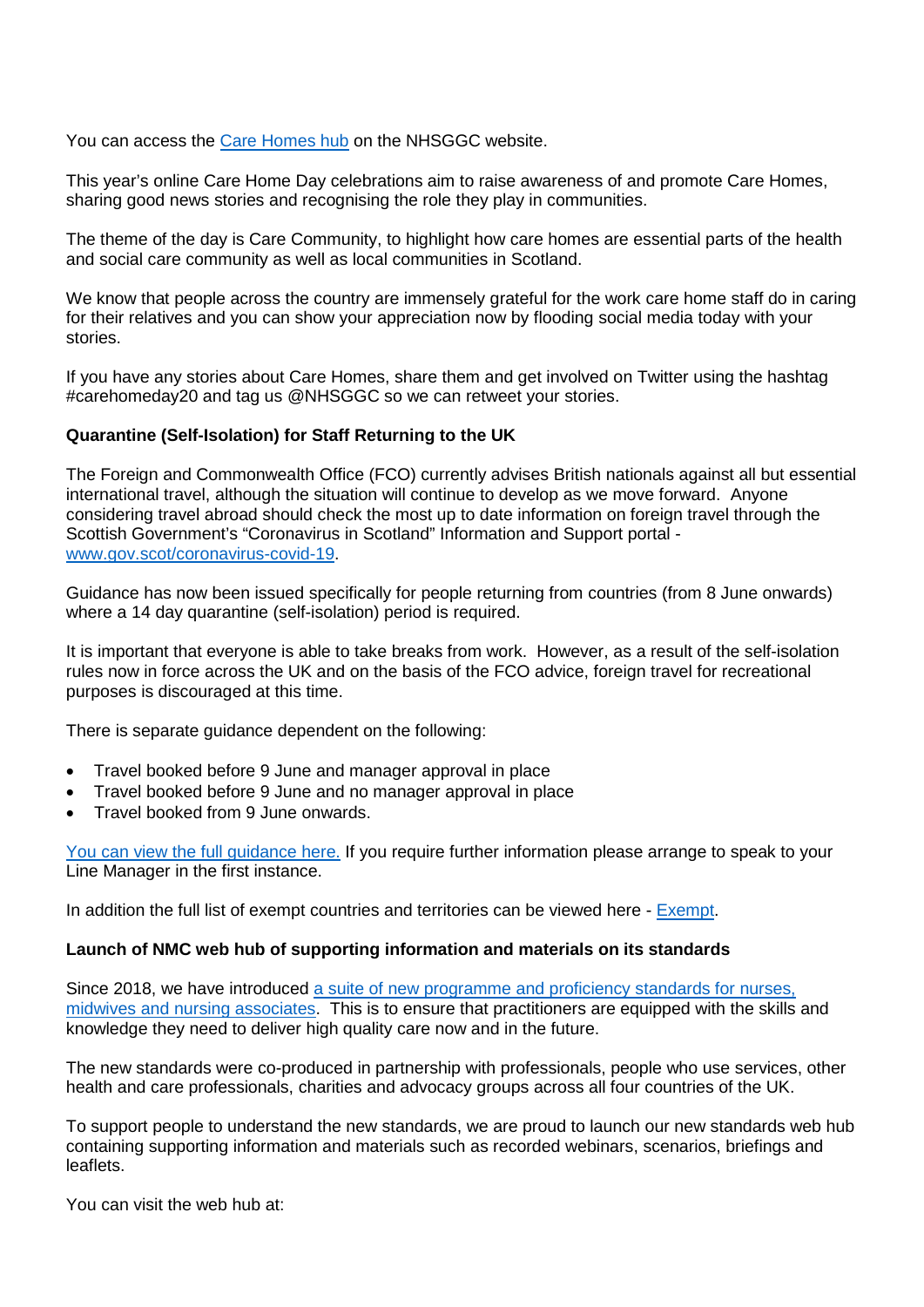You can access the Care Homes hub on the NHSGGC website.

This year's online Care Home Day celebrations aim to raise awareness of and promote Care Homes, sharing good news stories and recognising the role they play in communities.

The theme of the day is Care Community, to highlight how care homes are essential parts of the health and social care community as well as local communities in Scotland.

We know that people across the country are immensely grateful for the work care home staff do in caring for their relatives and you can show your appreciation now by flooding social media today with your stories.

If you have any stories about Care Homes, share them and get involved on Twitter using the hashtag #carehomeday20 and tag us @NHSGGC so we can retweet your stories.

**Quarantine (Self-Isolation) for Staff Returning to the UK**

The Foreign and Commonwealth Office (FCO) currently advises British nationals against all but essential international travel, although the situation will continue to develop as we move forward. Anyone considering travel abroad should check the most up to date information on foreign travel through the Scottish Government's "Coronavirus in Scotland" Information and Support portal - www.gov.scot/coronavirus-covid-19.

Guidance has now been issued specifically for people returning from countries (from 8 June onwards) where a 14 day quarantine (self-isolation) period is required.

It is important that everyone is able to take breaks from work. However, as a result of the self-isolation rules now in force across the UK and on the basis of the FCO advice, foreign travel for recreational purposes is discouraged at this time.

There is separate guidance dependent on the following:

- Travel booked before 9 June and manager approval in place
- Travel booked before 9 June and no manager approval in place
- Travel booked from 9 June onwards.

You can view the full guidance here. If you require further information please arrange to speak to your Line Manager in the first instance.

In addition the full list of exempt countries and territories can be viewed here - Exempt.

**Launch of NMC web hub of supporting information and materials on its standards**

Since 2018, we have introduced a suite of new programme and proficiency standards for nurses, midwives and nursing associates. This is to ensure that practitioners are equipped with the skills and knowledge they need to deliver high quality care now and in the future.

The new standards were co-produced in partnership with professionals, people who use services, other health and care professionals, charities and advocacy groups across all four countries of the UK.

To support people to understand the new standards, we are proud to launch our new standards web hub containing supporting information and materials such as recorded webinars, scenarios, briefings and leaflets.

You can visit the web hub at: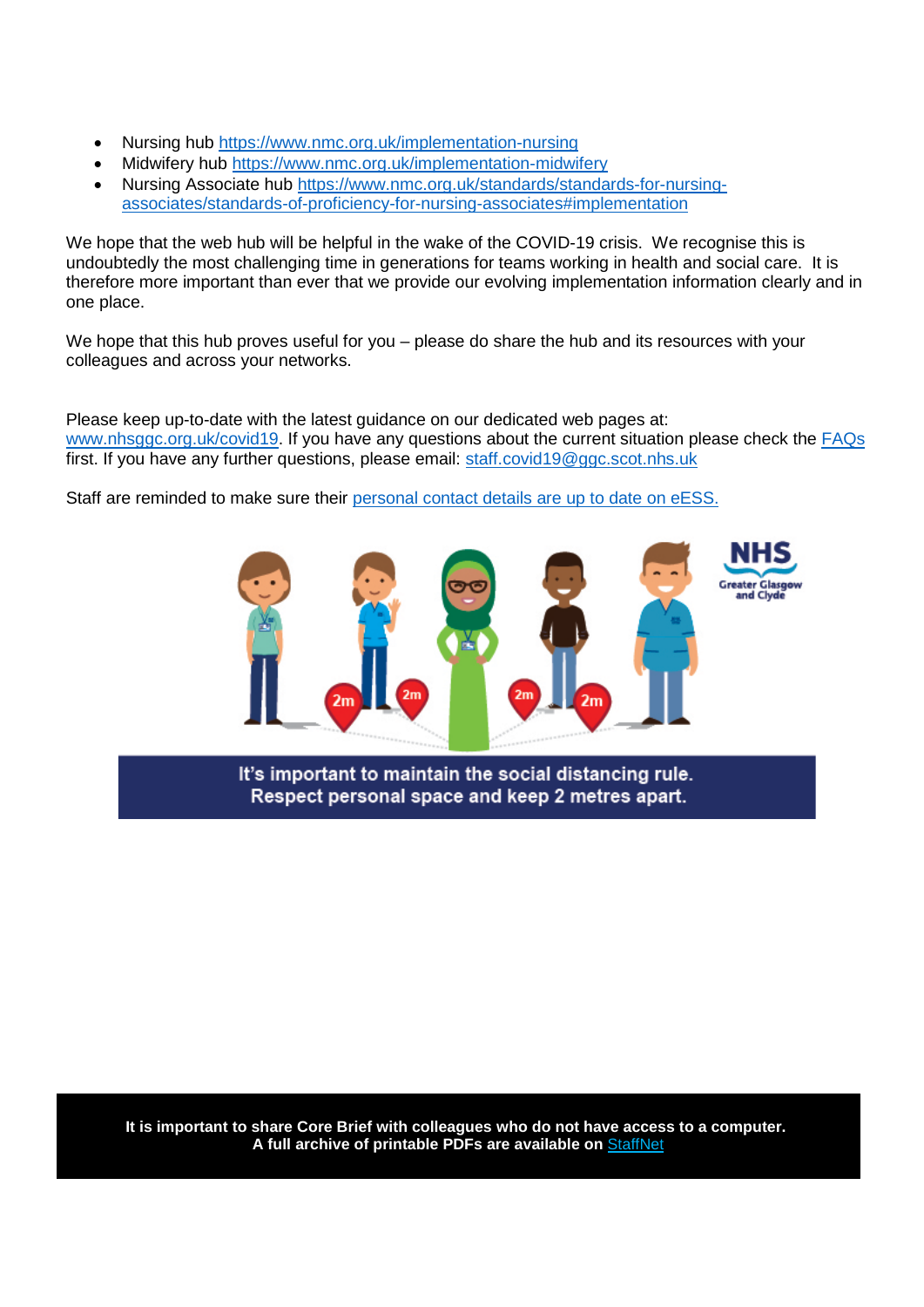- Nursing hub https://www.nmc.org.uk/implementation-nursing
- Midwifery hub https://www.nmc.org.uk/implementation-midwifery
- Nursing Associate hub https://www.nmc.org.uk/standards/standards-for-nursing-associates/standards-of-proficiency-for-nursing-associates#implementation

We hope that the web hub will be helpful in the wake of the COVID-19 crisis. We recognise this is undoubtedly the most challenging time in generations for teams working in health and social care. It is therefore more important than ever that we provide our evolving implementation information clearly and in one place.

We hope that this hub proves useful for you – please do share the hub and its resources with your colleagues and across your networks.

Please keep up-to-date with the latest guidance on our dedicated web pages at: www.nhsggc.org.uk/covid19. If you have any questions about the current situation please check the FAQs first. If you have any further questions, please email: staff.covid19@ggc.scot.nhs.uk

Staff are reminded to make sure their personal contact details are up to date on eESS.

It's important to maintain the social distancing rule. Respect personal space and keep 2 metres apart.

**It is important to share Core Brief with colleagues who do not have access to a computer. A full archive of printable PDFs are available on StaffNet**